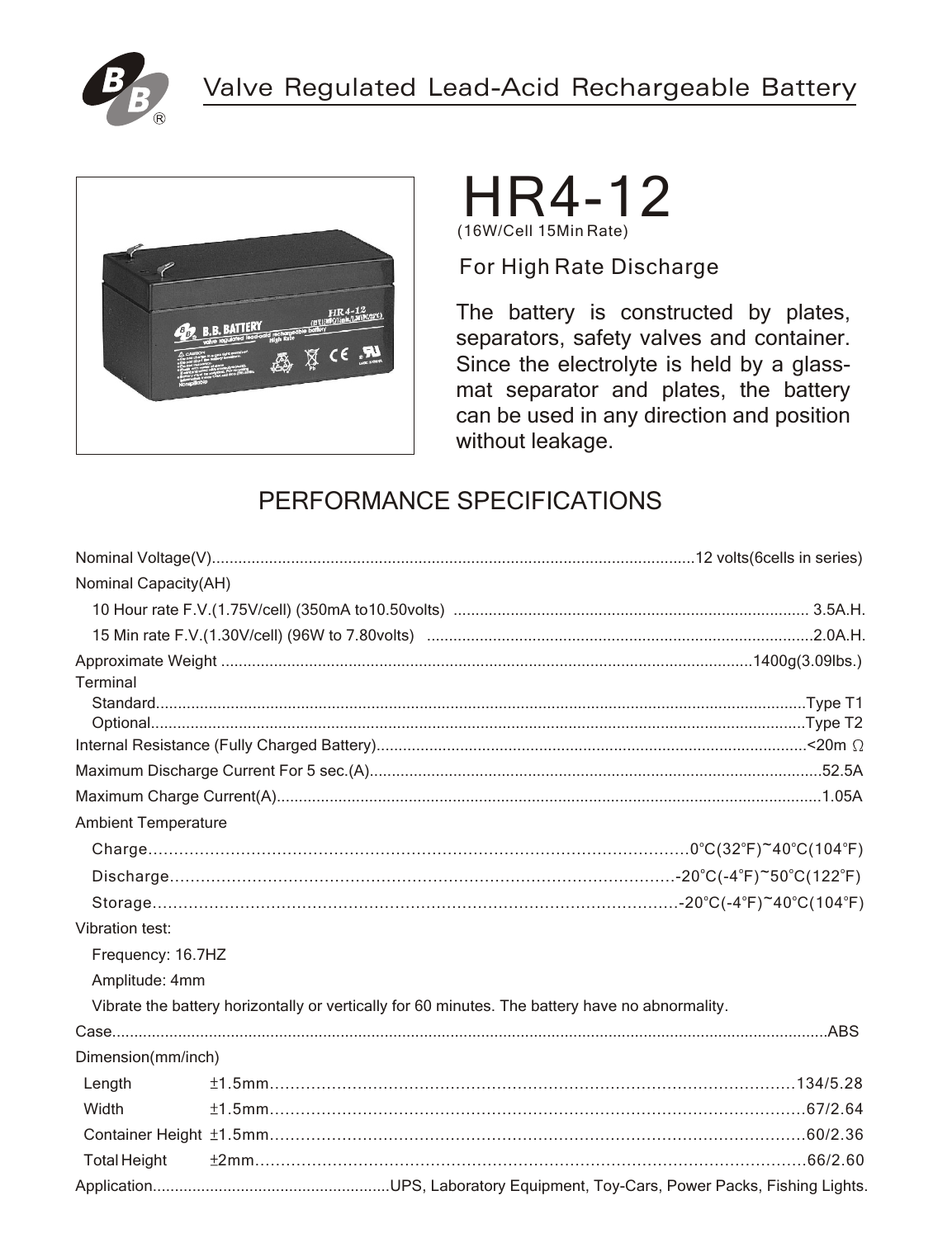Valve Regulated Lead-Acid Rechargeable Battery

# HR4-12

(16W/Cell 15Min Rate)

## For High Rate Discharge

The battery is constructed by plates, separators, safety valves and container. Since the electrolyte is held by a glass-mat separator and plates, the battery can be used in any direction and position without leakage.

## PERFORMANCE SPECIFICATIONS

Nominal Voltage(V)....................12 volts(6cells in series)

Nominal Capacity(AH)

- 10 Hour rate F.V.(1.75V/cell) (350mA to10.50volts) .................... 3.5A.H.
- 15 Min rate F.V.(1.30V/cell) (96W to 7.80volts) .................... 2.0A.H.

Approximate Weight ....................1400g(3.09lbs.)

Terminal

- Standard....................Type T1
- Optional....................Type T2

Internal Resistance (Fully Charged Battery)....................<20m Ω

Maximum Discharge Current For 5 sec.(A)....................52.5A

Maximum Charge Current(A)....................1.05A

Ambient Temperature

- Charge....................0°C(32°F)~40°C(104°F)
- Discharge....................-20°C(-4°F)~50°C(122°F)
- Storage....................-20°C(-4°F)~40°C(104°F)

Vibration test:

- Frequency: 16.7HZ
- Amplitude: 4mm
- Vibrate the battery horizontally or vertically for 60 minutes. The battery have no abnormality.

Case....................ABS

Dimension(mm/inch)

| | | |
|---|---|---|
| Length | ±1.5mm | 134/5.28 |
| Width | ±1.5mm | 67/2.64 |
| Container Height | ±1.5mm | 60/2.36 |
| Total Height | ±2mm | 66/2.60 |

Application....................UPS, Laboratory Equipment, Toy-Cars, Power Packs, Fishing Lights.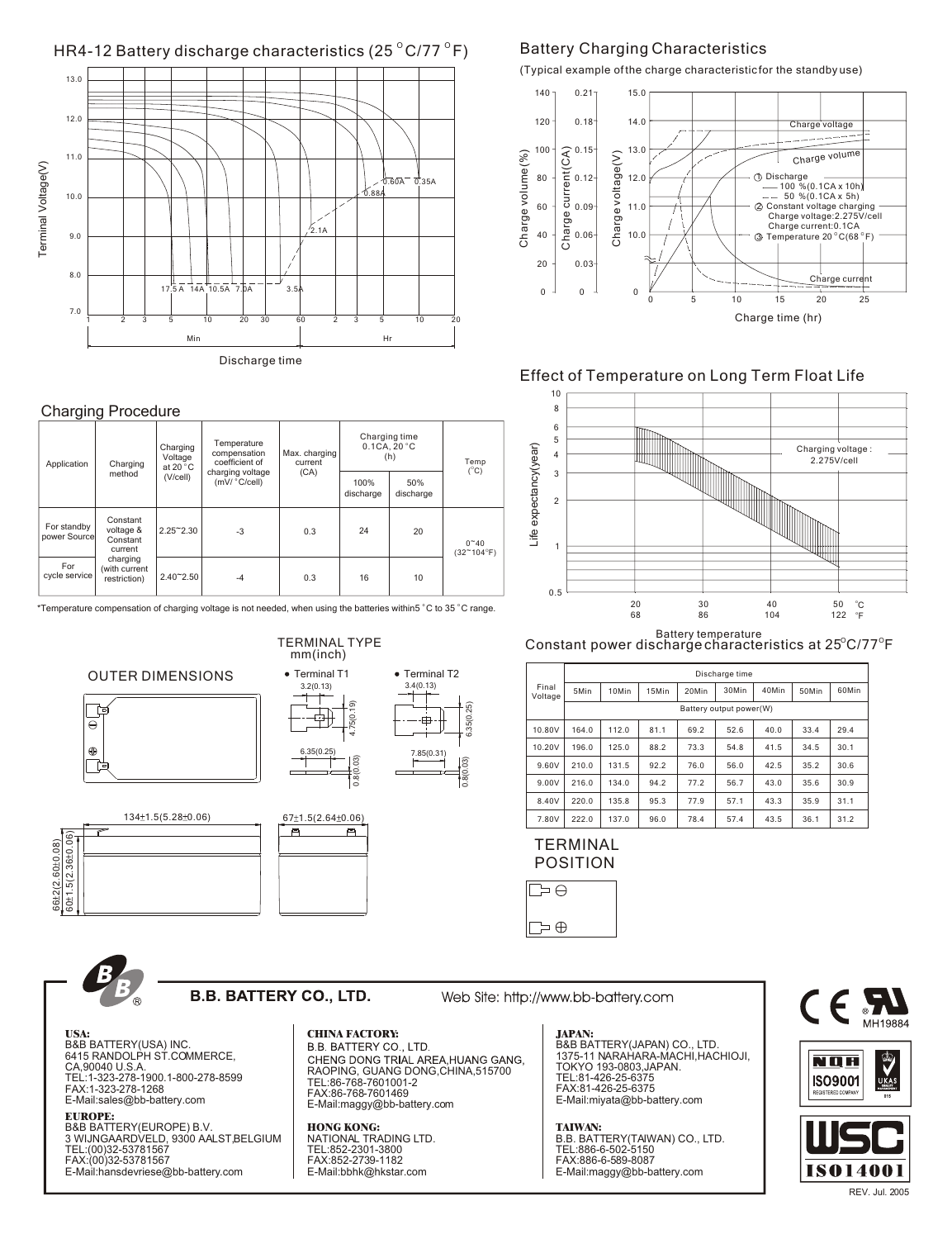## HR4-12 Battery discharge characteristics (25°C/77°F)

Terminal Voltage(V)

13.0
12.0
11.0
10.0
9.0
8.0
7.0

0.60A 0.35A
0.88A
2.1A
17.5A 14A 10.5A 7.0A 3.5A

1 2 3 5 10 20 30 60 2 3 5 10 20

Min Hr

Discharge time

## Battery Charging Characteristics

(Typical example of the charge characteristic for the standby use)

Charge volume(%) 0 20 40 60 80 100 120 140
Charge current(CA) 0 0.03 0.06 0.09 0.12 0.15 0.18 0.21
Charge voltage(V) 0 10.0 11.0 12.0 13.0 14.0 15.0

Charge voltage
Charge volume
Charge current

① Discharge
—— 100 %(0.1CA x 10h)
– – 50 %(0.1CA x 5h)
② Constant voltage charging
Charge voltage:2.275V/cell
Charge current:0.1CA
③ Temperature 20°C(68°F)

0 5 10 15 20 25

Charge time (hr)

## Charging Procedure

| Application | Charging method | Charging Voltage at 20°C (V/cell) | Temperature compensation coefficient of charging voltage (mV/°C/cell) | Max. charging current (CA) | Charging time 0.1CA, 20°C (h) | | Temp (°C) |
|---|---|---|---|---|---|---|---|
| | | | | | 100% discharge | 50% discharge | |
| For standby power Source | Constant voltage & Constant current charging (with current restriction) | 2.25~2.30 | -3 | 0.3 | 24 | 20 | 0~40 (32~104°F) |
| For cycle service | | 2.40~2.50 | -4 | 0.3 | 16 | 10 | |

*Temperature compensation of charging voltage is not needed, when using the batteries within5°C to 35°C range.

## Effect of Temperature on Long Term Float Life

Life expectancy(year)

10
8
6
5
4
3
2
1
0.5

Charging voltage : 2.275V/cell

20 30 40 50 °C
68 86 104 122 °F

Battery temperature

## Constant power discharge characteristics at 25°C/77°F

| Final Voltage | Discharge time | | | | | | | |
|---|---|---|---|---|---|---|---|---|
| | 5Min | 10Min | 15Min | 20Min | 30Min | 40Min | 50Min | 60Min |
| | Battery output power(W) | | | | | | | |
| 10.80V | 164.0 | 112.0 | 81.1 | 69.2 | 52.6 | 40.0 | 33.4 | 29.4 |
| 10.20V | 196.0 | 125.0 | 88.2 | 73.3 | 54.8 | 41.5 | 34.5 | 30.1 |
| 9.60V | 210.0 | 131.5 | 92.2 | 76.0 | 56.0 | 42.5 | 35.2 | 30.6 |
| 9.00V | 216.0 | 134.0 | 94.2 | 77.2 | 56.7 | 43.0 | 35.6 | 30.9 |
| 8.40V | 220.0 | 135.8 | 95.3 | 77.9 | 57.1 | 43.3 | 35.9 | 31.1 |
| 7.80V | 222.0 | 137.0 | 96.0 | 78.4 | 57.4 | 43.5 | 36.1 | 31.2 |

## OUTER DIMENSIONS

134±1.5(5.28±0.06)
67±1.5(2.64±0.06)
66±2(2.60±0.08)
60±1.5(2.36±0.06)

## TERMINAL TYPE
mm(inch)

- Terminal T1
  3.2(0.13)
  4.75(0.19)
  6.35(0.25)
  0.8(0.03)
- Terminal T2
  3.4(0.13)
  6.35(0.25)
  7.85(0.31)
  0.8(0.03)

## TERMINAL POSITION

---

**B.B. BATTERY CO., LTD.** Web Site: http://www.bb-battery.com

**USA:**
B&B BATTERY(USA) INC.
6415 RANDOLPH ST.COMMERCE,
CA,90040 U.S.A.
TEL:1-323-278-1900.1-800-278-8599
FAX:1-323-278-1268
E-Mail:sales@bb-battery.com

**EUROPE:**
B&B BATTERY(EUROPE) B.V.
3 WIJNGAARDVELD, 9300 AALST,BELGIUM
TEL:(00)32-53781567
FAX:(00)32-53781567
E-Mail:hansdevriese@bb-battery.com

**CHINA FACTORY:**
B.B. BATTERY CO., LTD.
CHENG DONG TRIAL AREA,HUANG GANG,
RAOPING, GUANG DONG,CHINA,515700
TEL:86-768-7601001-2
FAX:86-768-7601469
E-Mail:maggy@bb-battery.com

**HONG KONG:**
NATIONAL TRADING LTD.
TEL:852-2301-3800
FAX:852-2739-1182
E-Mail:bbhk@hkstar.com

**JAPAN:**
B&B BATTERY(JAPAN) CO., LTD.
1375-11 NARAHARA-MACHI,HACHIOJI,
TOKYO 193-0803,JAPAN.
TEL:81-426-25-6375
FAX:81-426-25-6375
E-Mail:miyata@bb-battery.com

**TAIWAN:**
B.B. BATTERY(TAIWAN) CO., LTD.
TEL:886-6-502-5150
FAX:886-6-589-8087
E-Mail:maggy@bb-battery.com

MH19884

ISO9001

ISO14001

REV. Jul. 2005